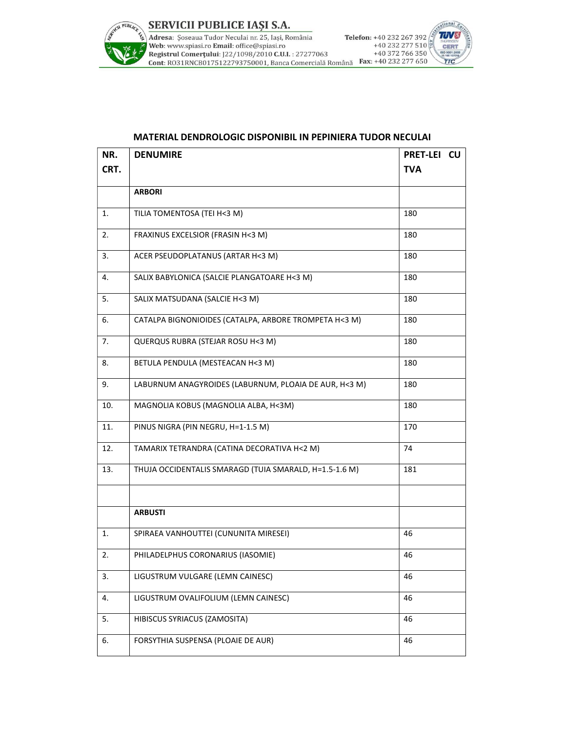## MATERIAL DENDROLOGIC DISPONIBIL IN PEPINIERA TUDOR NECULAI

| NR. CRT. | DENUMIRE | PRET-LEI CU TVA |
|---|---|---|
| | **ARBORI** | |
| 1. | TILIA TOMENTOSA (TEI H<3 M) | 180 |
| 2. | FRAXINUS EXCELSIOR (FRASIN H<3 M) | 180 |
| 3. | ACER PSEUDOPLATANUS (ARTAR H<3 M) | 180 |
| 4. | SALIX BABYLONICA (SALCIE PLANGATOARE H<3 M) | 180 |
| 5. | SALIX MATSUDANA (SALCIE H<3 M) | 180 |
| 6. | CATALPA BIGNONIOIDES (CATALPA, ARBORE TROMPETA H<3 M) | 180 |
| 7. | QUERQUS RUBRA (STEJAR ROSU H<3 M) | 180 |
| 8. | BETULA PENDULA (MESTEACAN H<3 M) | 180 |
| 9. | LABURNUM ANAGYROIDES (LABURNUM, PLOAIA DE AUR, H<3 M) | 180 |
| 10. | MAGNOLIA KOBUS (MAGNOLIA ALBA, H<3M) | 180 |
| 11. | PINUS NIGRA (PIN NEGRU, H=1-1.5 M) | 170 |
| 12. | TAMARIX TETRANDRA (CATINA DECORATIVA H<2 M) | 74 |
| 13. | THUJA OCCIDENTALIS SMARAGD (TUIA SMARALD, H=1.5-1.6 M) | 181 |
| | | |
| | **ARBUSTI** | |
| 1. | SPIRAEA VANHOUTTEI (CUNUNITA MIRESEI) | 46 |
| 2. | PHILADELPHUS CORONARIUS (IASOMIE) | 46 |
| 3. | LIGUSTRUM VULGARE (LEMN CAINESC) | 46 |
| 4. | LIGUSTRUM OVALIFOLIUM (LEMN CAINESC) | 46 |
| 5. | HIBISCUS SYRIACUS (ZAMOSITA) | 46 |
| 6. | FORSYTHIA SUSPENSA (PLOAIE DE AUR) | 46 |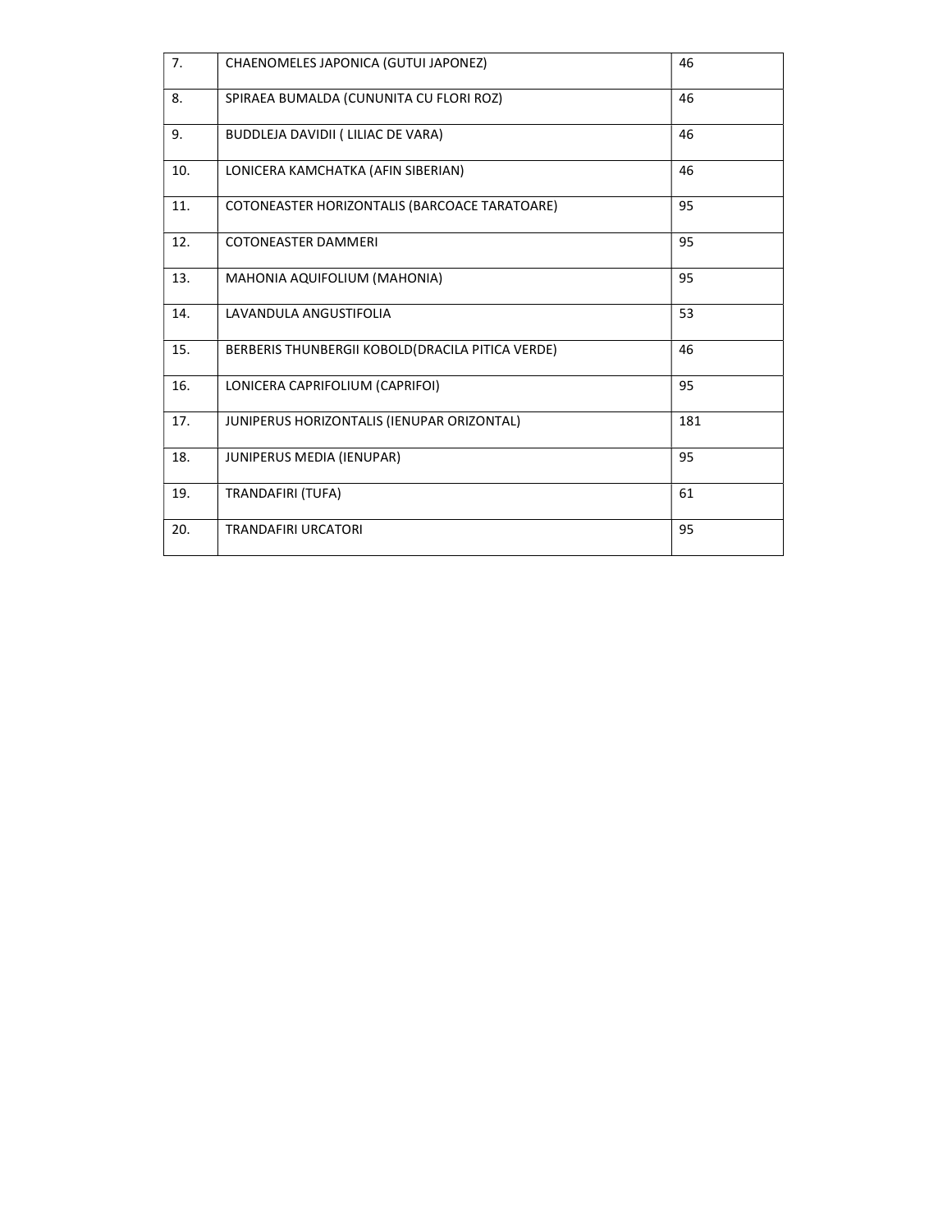| | | |
|---|---|---|
| 7. | CHAENOMELES JAPONICA (GUTUI JAPONEZ) | 46 |
| 8. | SPIRAEA BUMALDA (CUNUNITA CU FLORI ROZ) | 46 |
| 9. | BUDDLEJA DAVIDII ( LILIAC DE VARA) | 46 |
| 10. | LONICERA KAMCHATKA (AFIN SIBERIAN) | 46 |
| 11. | COTONEASTER HORIZONTALIS (BARCOACE TARATOARE) | 95 |
| 12. | COTONEASTER DAMMERI | 95 |
| 13. | MAHONIA AQUIFOLIUM (MAHONIA) | 95 |
| 14. | LAVANDULA ANGUSTIFOLIA | 53 |
| 15. | BERBERIS THUNBERGII KOBOLD(DRACILA PITICA VERDE) | 46 |
| 16. | LONICERA CAPRIFOLIUM (CAPRIFOI) | 95 |
| 17. | JUNIPERUS HORIZONTALIS (IENUPAR ORIZONTAL) | 181 |
| 18. | JUNIPERUS MEDIA (IENUPAR) | 95 |
| 19. | TRANDAFIRI (TUFA) | 61 |
| 20. | TRANDAFIRI URCATORI | 95 |